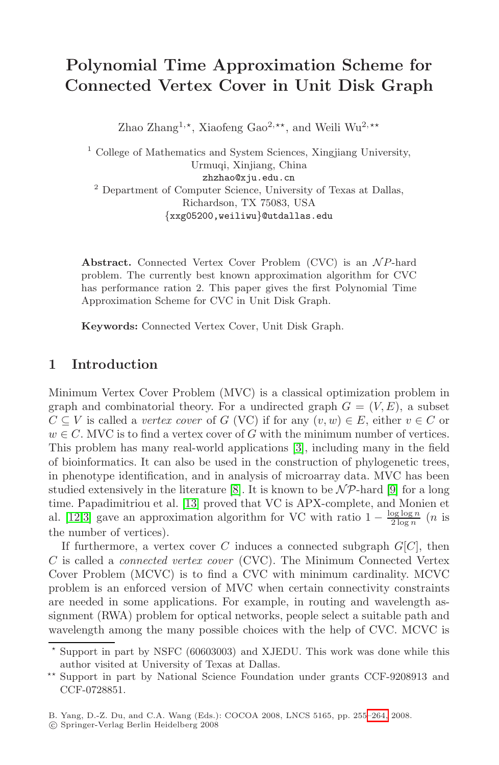# Polynomial Time Approximation Scheme for Connected Vertex Cover in Unit Disk Graph

Zhao Zhang[1,⋆], Xiaofeng Gao[2,⋆⋆], and Weili Wu[2,⋆⋆]

[1] College of Mathematics and System Sciences, Xingjiang University, Urmuqi, Xinjiang, China
zhzhao@xju.edu.cn

[2] Department of Computer Science, University of Texas at Dallas, Richardson, TX 75083, USA
{xxg05200,weiliwu}@utdallas.edu

**Abstract.** Connected Vertex Cover Problem (CVC) is an $\mathcal{NP}$-hard problem. The currently best known approximation algorithm for CVC has performance ration 2. This paper gives the first Polynomial Time Approximation Scheme for CVC in Unit Disk Graph.

**Keywords:** Connected Vertex Cover, Unit Disk Graph.

## 1 Introduction

Minimum Vertex Cover Problem (MVC) is a classical optimization problem in graph and combinatorial theory. For a undirected graph $G = (V, E)$, a subset $C \subseteq V$ is called a *vertex cover* of $G$ (VC) if for any $(v, w) \in E$, either $v \in C$ or $w \in C$. MVC is to find a vertex cover of $G$ with the minimum number of vertices. This problem has many real-world applications [3], including many in the field of bioinformatics. It can also be used in the construction of phylogenetic trees, in phenotype identification, and in analysis of microarray data. MVC has been studied extensively in the literature [8]. It is known to be $\mathcal{NP}$-hard [9] for a long time. Papadimitriou et al. [13] proved that VC is APX-complete, and Monien et al. [12,3] gave an approximation algorithm for VC with ratio $1 - \frac{\log \log n}{2 \log n}$ ($n$ is the number of vertices).

If furthermore, a vertex cover $C$ induces a connected subgraph $G[C]$, then $C$ is called a *connected vertex cover* (CVC). The Minimum Connected Vertex Cover Problem (MCVC) is to find a CVC with minimum cardinality. MCVC problem is an enforced version of MVC when certain connectivity constraints are needed in some applications. For example, in routing and wavelength assignment (RWA) problem for optical networks, people select a suitable path and wavelength among the many possible choices with the help of CVC. MCVC is

⋆ Support in part by NSFC (60603003) and XJEDU. This work was done while this author visited at University of Texas at Dallas.

⋆⋆ Support in part by National Science Foundation under grants CCF-9208913 and CCF-0728851.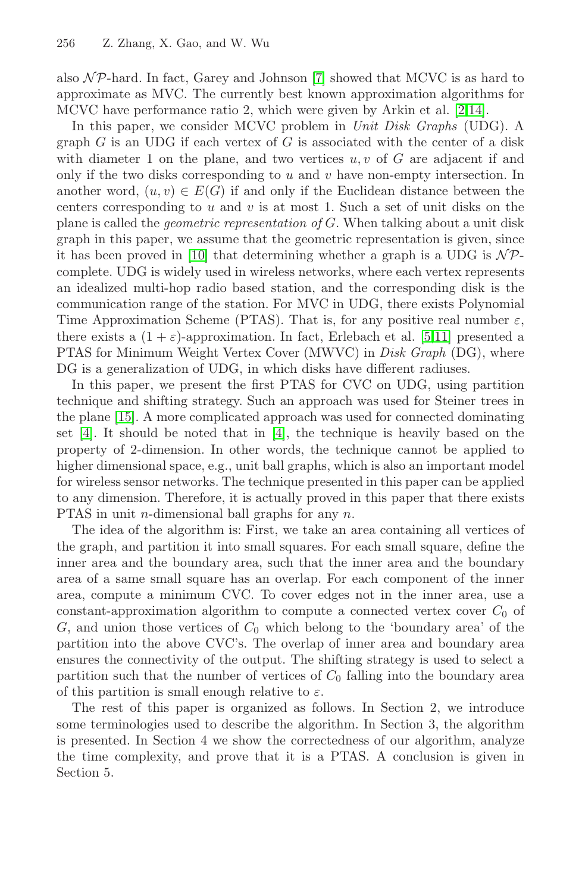also $\mathcal{NP}$-hard. In fact, Garey and Johnson [7] showed that MCVC is as hard to approximate as MVC. The currently best known approximation algorithms for MCVC have performance ratio 2, which were given by Arkin et al. [2,14].

In this paper, we consider MCVC problem in *Unit Disk Graphs* (UDG). A graph $G$ is an UDG if each vertex of $G$ is associated with the center of a disk with diameter 1 on the plane, and two vertices $u, v$ of $G$ are adjacent if and only if the two disks corresponding to $u$ and $v$ have non-empty intersection. In another word, $(u, v) \in E(G)$ if and only if the Euclidean distance between the centers corresponding to $u$ and $v$ is at most 1. Such a set of unit disks on the plane is called the *geometric representation of* $G$. When talking about a unit disk graph in this paper, we assume that the geometric representation is given, since it has been proved in [10] that determining whether a graph is a UDG is $\mathcal{NP}$-complete. UDG is widely used in wireless networks, where each vertex represents an idealized multi-hop radio based station, and the corresponding disk is the communication range of the station. For MVC in UDG, there exists Polynomial Time Approximation Scheme (PTAS). That is, for any positive real number $\varepsilon$, there exists a $(1 + \varepsilon)$-approximation. In fact, Erlebach et al. [5,11] presented a PTAS for Minimum Weight Vertex Cover (MWVC) in *Disk Graph* (DG), where DG is a generalization of UDG, in which disks have different radiuses.

In this paper, we present the first PTAS for CVC on UDG, using partition technique and shifting strategy. Such an approach was used for Steiner trees in the plane [15]. A more complicated approach was used for connected dominating set [4]. It should be noted that in [4], the technique is heavily based on the property of 2-dimension. In other words, the technique cannot be applied to higher dimensional space, e.g., unit ball graphs, which is also an important model for wireless sensor networks. The technique presented in this paper can be applied to any dimension. Therefore, it is actually proved in this paper that there exists PTAS in unit $n$-dimensional ball graphs for any $n$.

The idea of the algorithm is: First, we take an area containing all vertices of the graph, and partition it into small squares. For each small square, define the inner area and the boundary area, such that the inner area and the boundary area of a same small square has an overlap. For each component of the inner area, compute a minimum CVC. To cover edges not in the inner area, use a constant-approximation algorithm to compute a connected vertex cover $C_0$ of $G$, and union those vertices of $C_0$ which belong to the 'boundary area' of the partition into the above CVC's. The overlap of inner area and boundary area ensures the connectivity of the output. The shifting strategy is used to select a partition such that the number of vertices of $C_0$ falling into the boundary area of this partition is small enough relative to $\varepsilon$.

The rest of this paper is organized as follows. In Section 2, we introduce some terminologies used to describe the algorithm. In Section 3, the algorithm is presented. In Section 4 we show the correctedness of our algorithm, analyze the time complexity, and prove that it is a PTAS. A conclusion is given in Section 5.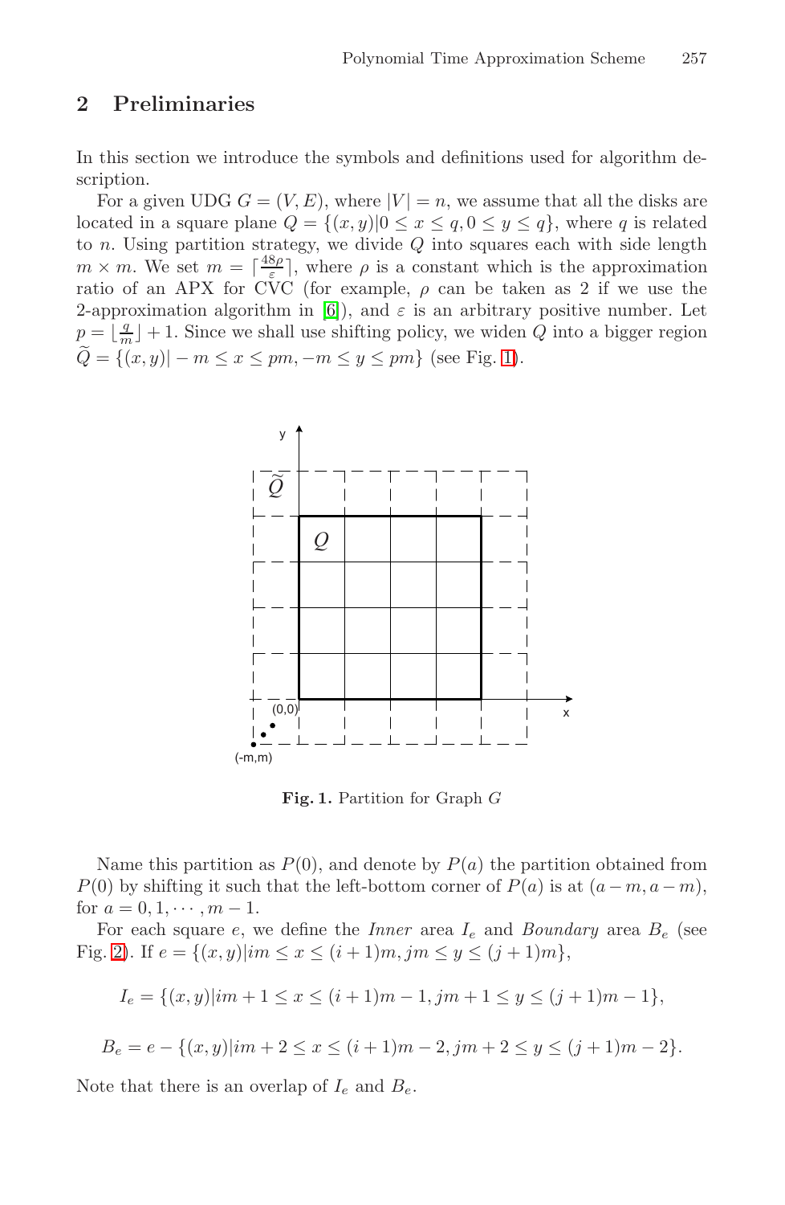## 2 Preliminaries

In this section we introduce the symbols and definitions used for algorithm description.

For a given UDG $G = (V, E)$, where $|V| = n$, we assume that all the disks are located in a square plane $Q = \{(x, y)|0 \leq x \leq q, 0 \leq y \leq q\}$, where $q$ is related to $n$. Using partition strategy, we divide $Q$ into squares each with side length $m \times m$. We set $m = \lceil \frac{48\rho}{\varepsilon} \rceil$, where $\rho$ is a constant which is the approximation ratio of an APX for CVC (for example, $\rho$ can be taken as 2 if we use the 2-approximation algorithm in [6]), and $\varepsilon$ is an arbitrary positive number. Let $p = \lfloor \frac{q}{m} \rfloor + 1$. Since we shall use shifting policy, we widen $Q$ into a bigger region $\widetilde{Q} = \{(x, y)| - m \leq x \leq pm, -m \leq y \leq pm\}$ (see Fig. 1).

**Fig. 1.** Partition for Graph $G$

Name this partition as $P(0)$, and denote by $P(a)$ the partition obtained from $P(0)$ by shifting it such that the left-bottom corner of $P(a)$ is at $(a - m, a - m)$, for $a = 0, 1, \cdots, m - 1$.

For each square $e$, we define the *Inner* area $I_e$ and *Boundary* area $B_e$ (see Fig. 2). If $e = \{(x, y)|im \leq x \leq (i + 1)m, jm \leq y \leq (j + 1)m\}$,

$$I_e = \{(x, y)|im + 1 \leq x \leq (i + 1)m - 1, jm + 1 \leq y \leq (j + 1)m - 1\},$$

$$B_e = e - \{(x, y)|im + 2 \leq x \leq (i + 1)m - 2, jm + 2 \leq y \leq (j + 1)m - 2\}.$$

Note that there is an overlap of $I_e$ and $B_e$.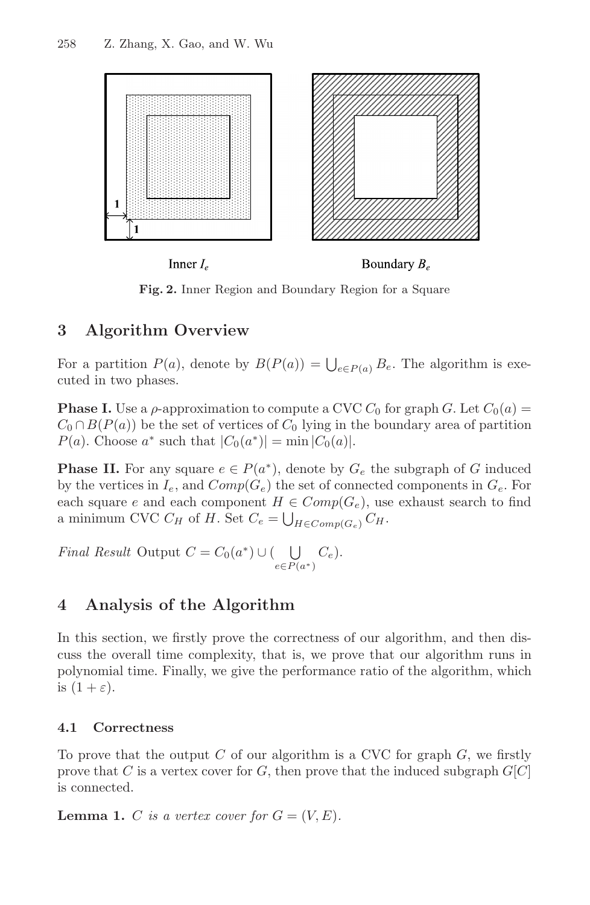Inner $I_e$ Boundary $B_e$

**Fig. 2.** Inner Region and Boundary Region for a Square

## 3 Algorithm Overview

For a partition $P(a)$, denote by $B(P(a)) = \bigcup_{e \in P(a)} B_e$. The algorithm is executed in two phases.

**Phase I.** Use a $\rho$-approximation to compute a CVC $C_0$ for graph $G$. Let $C_0(a) = C_0 \cap B(P(a))$ be the set of vertices of $C_0$ lying in the boundary area of partition $P(a)$. Choose $a^*$ such that $|C_0(a^*)| = \min |C_0(a)|$.

**Phase II.** For any square $e \in P(a^*)$, denote by $G_e$ the subgraph of $G$ induced by the vertices in $I_e$, and $Comp(G_e)$ the set of connected components in $G_e$. For each square $e$ and each component $H \in Comp(G_e)$, use exhaust search to find a minimum CVC $C_H$ of $H$. Set $C_e = \bigcup_{H \in Comp(G_e)} C_H$.

*Final Result* Output $C = C_0(a^*) \cup (\bigcup_{e \in P(a^*)} C_e)$.

## 4 Analysis of the Algorithm

In this section, we firstly prove the correctness of our algorithm, and then discuss the overall time complexity, that is, we prove that our algorithm runs in polynomial time. Finally, we give the performance ratio of the algorithm, which is $(1 + \varepsilon)$.

### 4.1 Correctness

To prove that the output $C$ of our algorithm is a CVC for graph $G$, we firstly prove that $C$ is a vertex cover for $G$, then prove that the induced subgraph $G[C]$ is connected.

**Lemma 1.** *$C$ is a vertex cover for $G = (V, E)$.*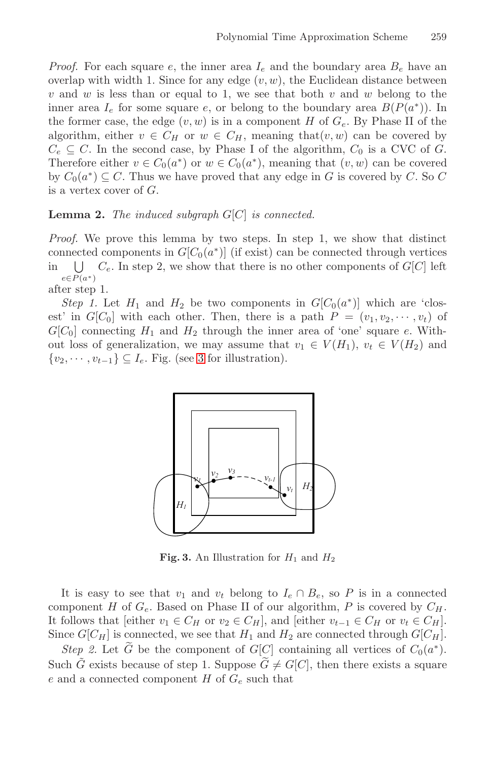*Proof.* For each square $e$, the inner area $I_e$ and the boundary area $B_e$ have an overlap with width 1. Since for any edge $(v, w)$, the Euclidean distance between $v$ and $w$ is less than or equal to 1, we see that both $v$ and $w$ belong to the inner area $I_e$ for some square $e$, or belong to the boundary area $B(P(a^*))$. In the former case, the edge $(v, w)$ is in a component $H$ of $G_e$. By Phase II of the algorithm, either $v \in C_H$ or $w \in C_H$, meaning that$(v, w)$ can be covered by $C_e \subseteq C$. In the second case, by Phase I of the algorithm, $C_0$ is a CVC of $G$. Therefore either $v \in C_0(a^*)$ or $w \in C_0(a^*)$, meaning that $(v, w)$ can be covered by $C_0(a^*) \subseteq C$. Thus we have proved that any edge in $G$ is covered by $C$. So $C$ is a vertex cover of $G$.

**Lemma 2.** *The induced subgraph $G[C]$ is connected.*

*Proof.* We prove this lemma by two steps. In step 1, we show that distinct connected components in $G[C_0(a^*)]$ (if exist) can be connected through vertices in $\bigcup_{e \in P(a^*)} C_e$. In step 2, we show that there is no other components of $G[C]$ left after step 1.

*Step 1.* Let $H_1$ and $H_2$ be two components in $G[C_0(a^*)]$ which are 'closest' in $G[C_0]$ with each other. Then, there is a path $P = (v_1, v_2, \cdots, v_t)$ of $G[C_0]$ connecting $H_1$ and $H_2$ through the inner area of 'one' square $e$. Without loss of generalization, we may assume that $v_1 \in V(H_1)$, $v_t \in V(H_2)$ and $\{v_2, \cdots, v_{t-1}\} \subseteq I_e$. Fig. (see 3 for illustration).

**Fig. 3.** An Illustration for $H_1$ and $H_2$

It is easy to see that $v_1$ and $v_t$ belong to $I_e \cap B_e$, so $P$ is in a connected component $H$ of $G_e$. Based on Phase II of our algorithm, $P$ is covered by $C_H$. It follows that [either $v_1 \in C_H$ or $v_2 \in C_H$], and [either $v_{t-1} \in C_H$ or $v_t \in C_H$]. Since $G[C_H]$ is connected, we see that $H_1$ and $H_2$ are connected through $G[C_H]$.

*Step 2.* Let $\widetilde{G}$ be the component of $G[C]$ containing all vertices of $C_0(a^*)$. Such $\tilde{G}$ exists because of step 1. Suppose $\widetilde{G} \neq G[C]$, then there exists a square $e$ and a connected component $H$ of $G_e$ such that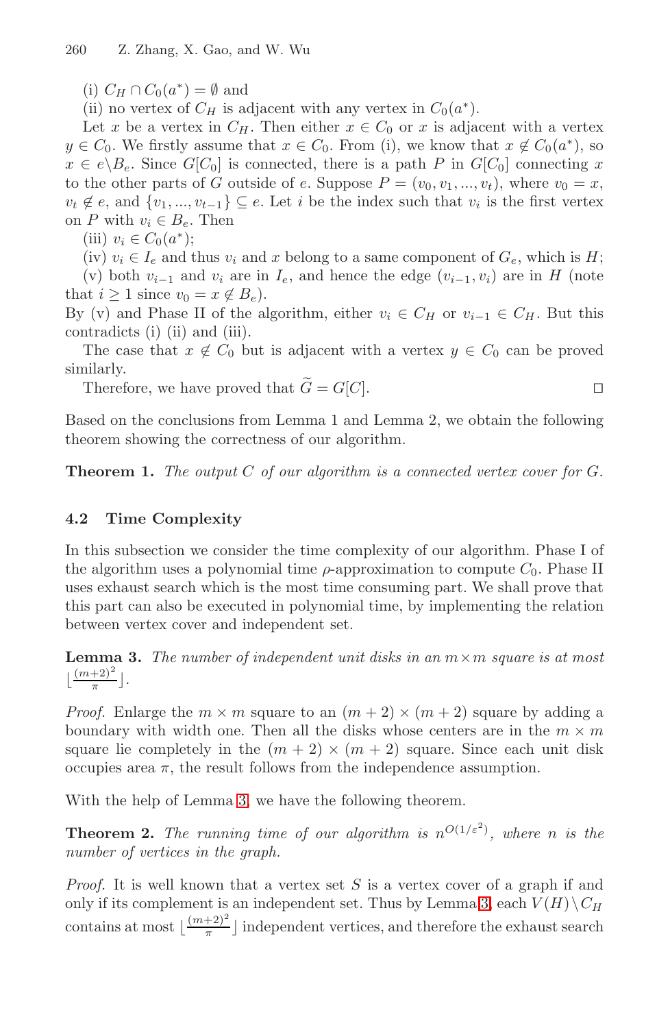(i) $C_H \cap C_0(a^*) = \emptyset$ and

(ii) no vertex of $C_H$ is adjacent with any vertex in $C_0(a^*)$.

Let $x$ be a vertex in $C_H$. Then either $x \in C_0$ or $x$ is adjacent with a vertex $y \in C_0$. We firstly assume that $x \in C_0$. From (i), we know that $x \notin C_0(a^*)$, so $x \in e \backslash B_e$. Since $G[C_0]$ is connected, there is a path $P$ in $G[C_0]$ connecting $x$ to the other parts of $G$ outside of $e$. Suppose $P = (v_0, v_1, ..., v_t)$, where $v_0 = x$, $v_t \notin e$, and $\{v_1, ..., v_{t-1}\} \subseteq e$. Let $i$ be the index such that $v_i$ is the first vertex on $P$ with $v_i \in B_e$. Then

(iii) $v_i \in C_0(a^*)$;

(iv) $v_i \in I_e$ and thus $v_i$ and $x$ belong to a same component of $G_e$, which is $H$;

(v) both $v_{i-1}$ and $v_i$ are in $I_e$, and hence the edge $(v_{i-1}, v_i)$ are in $H$ (note that $i \geq 1$ since $v_0 = x \notin B_e$).

By (v) and Phase II of the algorithm, either $v_i \in C_H$ or $v_{i-1} \in C_H$. But this contradicts (i) (ii) and (iii).

The case that $x \notin C_0$ but is adjacent with a vertex $y \in C_0$ can be proved similarly.

Therefore, we have proved that $\widetilde{G} = G[C]$. □

Based on the conclusions from Lemma 1 and Lemma 2, we obtain the following theorem showing the correctness of our algorithm.

**Theorem 1.** *The output $C$ of our algorithm is a connected vertex cover for $G$.*

## 4.2 Time Complexity

In this subsection we consider the time complexity of our algorithm. Phase I of the algorithm uses a polynomial time $\rho$-approximation to compute $C_0$. Phase II uses exhaust search which is the most time consuming part. We shall prove that this part can also be executed in polynomial time, by implementing the relation between vertex cover and independent set.

**Lemma 3.** *The number of independent unit disks in an $m \times m$ square is at most $\lfloor \frac{(m+2)^2}{\pi} \rfloor$.*

*Proof.* Enlarge the $m \times m$ square to an $(m+2) \times (m+2)$ square by adding a boundary with width one. Then all the disks whose centers are in the $m \times m$ square lie completely in the $(m+2) \times (m+2)$ square. Since each unit disk occupies area $\pi$, the result follows from the independence assumption.

With the help of Lemma 3, we have the following theorem.

**Theorem 2.** *The running time of our algorithm is $n^{O(1/\varepsilon^2)}$, where $n$ is the number of vertices in the graph.*

*Proof.* It is well known that a vertex set $S$ is a vertex cover of a graph if and only if its complement is an independent set. Thus by Lemma 3, each $V(H) \backslash C_H$ contains at most $\lfloor \frac{(m+2)^2}{\pi} \rfloor$ independent vertices, and therefore the exhaust search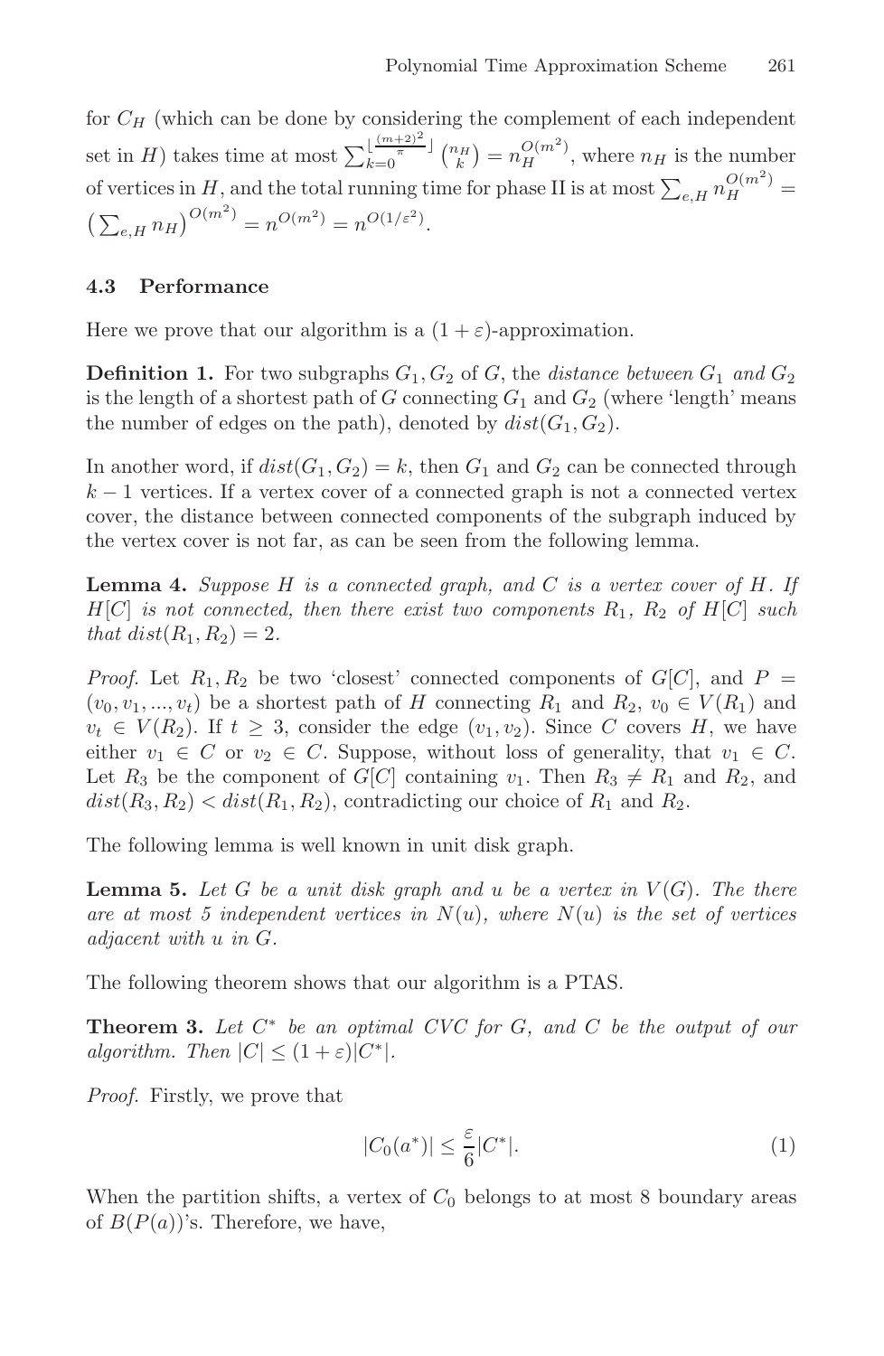for $C_H$ (which can be done by considering the complement of each independent set in $H$) takes time at most $\sum_{k=0}^{\lfloor \frac{(m+2)^2}{\pi} \rfloor} \binom{n_H}{k} = n_H^{O(m^2)}$, where $n_H$ is the number of vertices in $H$, and the total running time for phase II is at most $\sum_{e,H} n_H^{O(m^2)} = \left(\sum_{e,H} n_H\right)^{O(m^2)} = n^{O(m^2)} = n^{O(1/\varepsilon^2)}$.

### 4.3 Performance

Here we prove that our algorithm is a $(1+\varepsilon)$-approximation.

**Definition 1.** For two subgraphs $G_1, G_2$ of $G$, the *distance between $G_1$ and $G_2$* is the length of a shortest path of $G$ connecting $G_1$ and $G_2$ (where 'length' means the number of edges on the path), denoted by $dist(G_1, G_2)$.

In another word, if $dist(G_1, G_2) = k$, then $G_1$ and $G_2$ can be connected through $k-1$ vertices. If a vertex cover of a connected graph is not a connected vertex cover, the distance between connected components of the subgraph induced by the vertex cover is not far, as can be seen from the following lemma.

**Lemma 4.** *Suppose $H$ is a connected graph, and $C$ is a vertex cover of $H$. If $H[C]$ is not connected, then there exist two components $R_1$, $R_2$ of $H[C]$ such that $dist(R_1, R_2) = 2$.*

*Proof.* Let $R_1, R_2$ be two 'closest' connected components of $G[C]$, and $P = (v_0, v_1, ..., v_t)$ be a shortest path of $H$ connecting $R_1$ and $R_2$, $v_0 \in V(R_1)$ and $v_t \in V(R_2)$. If $t \geq 3$, consider the edge $(v_1, v_2)$. Since $C$ covers $H$, we have either $v_1 \in C$ or $v_2 \in C$. Suppose, without loss of generality, that $v_1 \in C$. Let $R_3$ be the component of $G[C]$ containing $v_1$. Then $R_3 \neq R_1$ and $R_2$, and $dist(R_3, R_2) < dist(R_1, R_2)$, contradicting our choice of $R_1$ and $R_2$.

The following lemma is well known in unit disk graph.

**Lemma 5.** *Let $G$ be a unit disk graph and $u$ be a vertex in $V(G)$. The there are at most 5 independent vertices in $N(u)$, where $N(u)$ is the set of vertices adjacent with $u$ in $G$.*

The following theorem shows that our algorithm is a PTAS.

**Theorem 3.** *Let $C^*$ be an optimal CVC for $G$, and $C$ be the output of our algorithm. Then $|C| \leq (1+\varepsilon)|C^*|$.*

*Proof.* Firstly, we prove that

$$|C_0(a^*)| \leq \frac{\varepsilon}{6}|C^*|. \tag{1}$$

When the partition shifts, a vertex of $C_0$ belongs to at most 8 boundary areas of $B(P(a))$'s. Therefore, we have,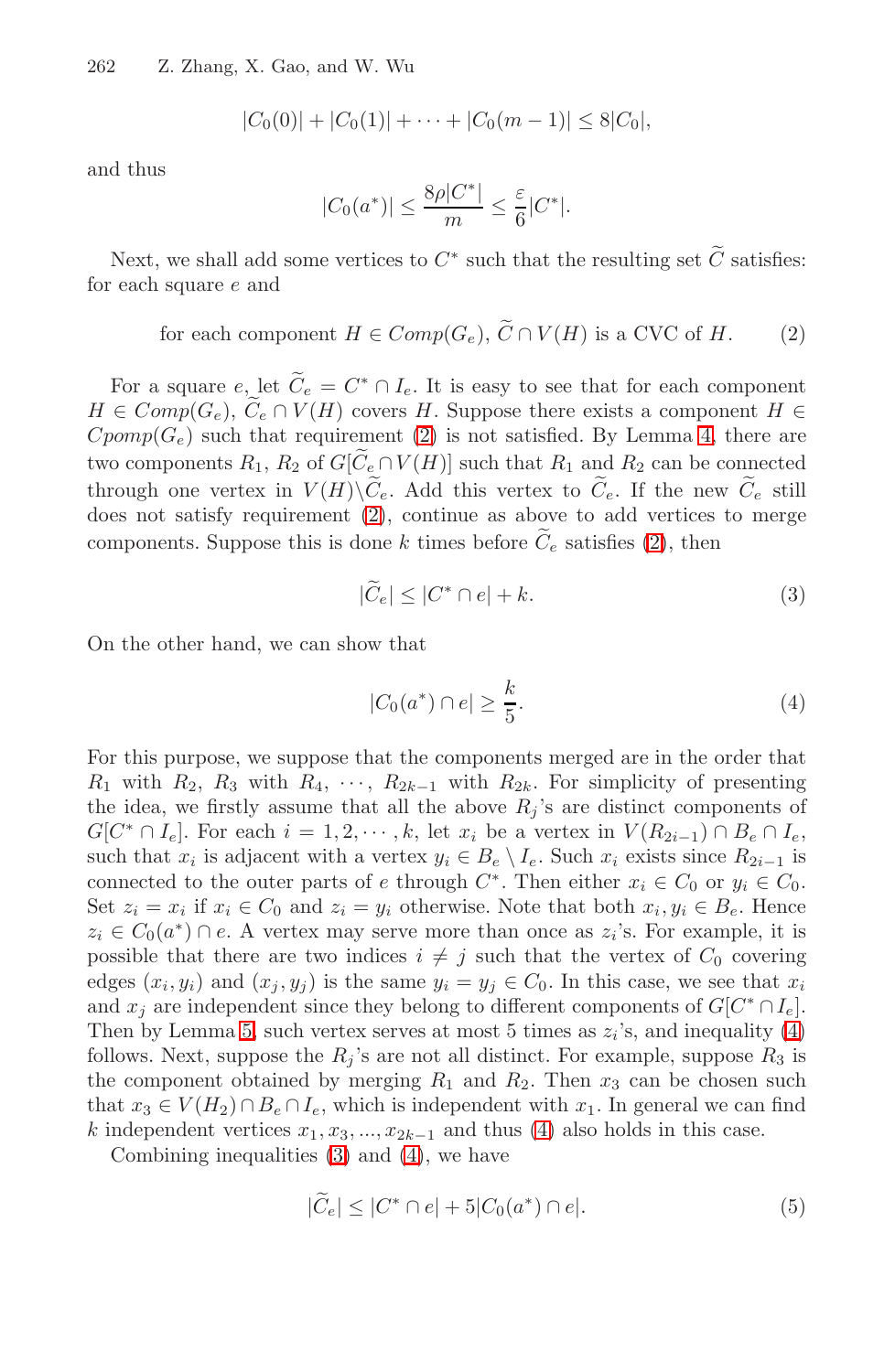$$|C_0(0)| + |C_0(1)| + \cdots + |C_0(m-1)| \leq 8|C_0|,$$

and thus

$$|C_0(a^*)| \leq \frac{8\rho|C^*|}{m} \leq \frac{\varepsilon}{6}|C^*|.$$

Next, we shall add some vertices to $C^*$ such that the resulting set $\widetilde{C}$ satisfies: for each square $e$ and

$$\text{for each component } H \in Comp(G_e),\ \widetilde{C} \cap V(H) \text{ is a CVC of } H. \tag{2}$$

For a square $e$, let $\widetilde{C}_e = C^* \cap I_e$. It is easy to see that for each component $H \in Comp(G_e)$, $\widetilde{C}_e \cap V(H)$ covers $H$. Suppose there exists a component $H \in Cpomp(G_e)$ such that requirement (2) is not satisfied. By Lemma 4, there are two components $R_1$, $R_2$ of $G[\widetilde{C}_e \cap V(H)]$ such that $R_1$ and $R_2$ can be connected through one vertex in $V(H) \backslash \widetilde{C}_e$. Add this vertex to $\widetilde{C}_e$. If the new $\widetilde{C}_e$ still does not satisfy requirement (2), continue as above to add vertices to merge components. Suppose this is done $k$ times before $\widetilde{C}_e$ satisfies (2), then

$$|\widetilde{C}_e| \leq |C^* \cap e| + k. \tag{3}$$

On the other hand, we can show that

$$|C_0(a^*) \cap e| \geq \frac{k}{5}. \tag{4}$$

For this purpose, we suppose that the components merged are in the order that $R_1$ with $R_2$, $R_3$ with $R_4$, $\cdots$, $R_{2k-1}$ with $R_{2k}$. For simplicity of presenting the idea, we firstly assume that all the above $R_j$'s are distinct components of $G[C^* \cap I_e]$. For each $i = 1, 2, \cdots, k$, let $x_i$ be a vertex in $V(R_{2i-1}) \cap B_e \cap I_e$, such that $x_i$ is adjacent with a vertex $y_i \in B_e \setminus I_e$. Such $x_i$ exists since $R_{2i-1}$ is connected to the outer parts of $e$ through $C^*$. Then either $x_i \in C_0$ or $y_i \in C_0$. Set $z_i = x_i$ if $x_i \in C_0$ and $z_i = y_i$ otherwise. Note that both $x_i, y_i \in B_e$. Hence $z_i \in C_0(a^*) \cap e$. A vertex may serve more than once as $z_i$'s. For example, it is possible that there are two indices $i \neq j$ such that the vertex of $C_0$ covering edges $(x_i, y_i)$ and $(x_j, y_j)$ is the same $y_i = y_j \in C_0$. In this case, we see that $x_i$ and $x_j$ are independent since they belong to different components of $G[C^* \cap I_e]$. Then by Lemma 5, such vertex serves at most 5 times as $z_i$'s, and inequality (4) follows. Next, suppose the $R_j$'s are not all distinct. For example, suppose $R_3$ is the component obtained by merging $R_1$ and $R_2$. Then $x_3$ can be chosen such that $x_3 \in V(H_2) \cap B_e \cap I_e$, which is independent with $x_1$. In general we can find $k$ independent vertices $x_1, x_3, ..., x_{2k-1}$ and thus (4) also holds in this case.

Combining inequalities (3) and (4), we have

$$|\widetilde{C}_e| \leq |C^* \cap e| + 5|C_0(a^*) \cap e|. \tag{5}$$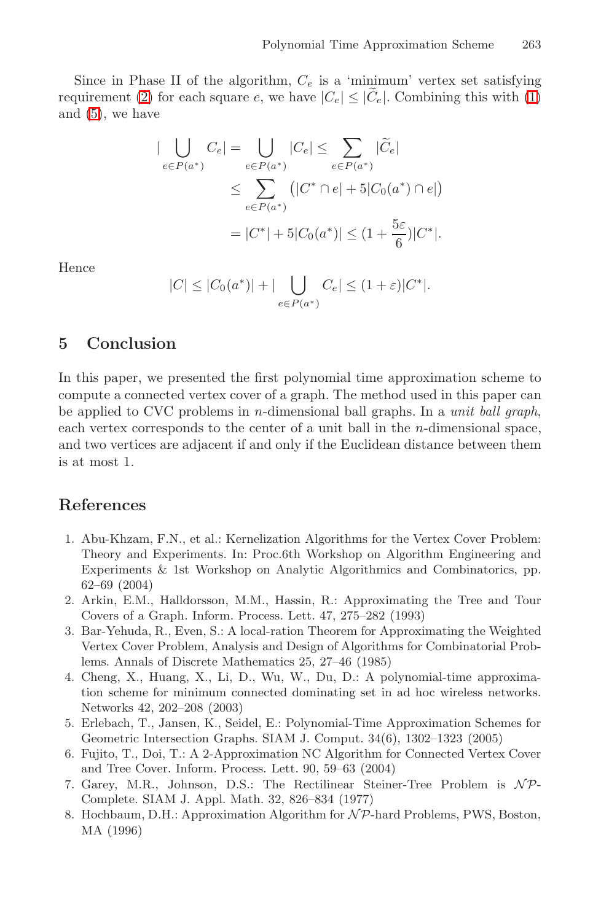Since in Phase II of the algorithm, $C_e$ is a 'minimum' vertex set satisfying requirement (2) for each square $e$, we have $|C_e| \leq |\widetilde{C}_e|$. Combining this with (1) and (5), we have

$$
\begin{aligned}
|\bigcup_{e \in P(a^*)} C_e| = \bigcup_{e \in P(a^*)} |C_e| &\leq \sum_{e \in P(a^*)} |\widetilde{C}_e| \\
&\leq \sum_{e \in P(a^*)} \left(|C^* \cap e| + 5|C_0(a^*) \cap e|\right) \\
&= |C^*| + 5|C_0(a^*)| \leq (1 + \frac{5\varepsilon}{6})|C^*|.
\end{aligned}
$$

Hence

$$
|C| \leq |C_0(a^*)| + |\bigcup_{e \in P(a^*)} C_e| \leq (1 + \varepsilon)|C^*|.
$$

## 5 Conclusion

In this paper, we presented the first polynomial time approximation scheme to compute a connected vertex cover of a graph. The method used in this paper can be applied to CVC problems in $n$-dimensional ball graphs. In a *unit ball graph*, each vertex corresponds to the center of a unit ball in the $n$-dimensional space, and two vertices are adjacent if and only if the Euclidean distance between them is at most 1.

## References

1. Abu-Khzam, F.N., et al.: Kernelization Algorithms for the Vertex Cover Problem: Theory and Experiments. In: Proc.6th Workshop on Algorithm Engineering and Experiments & 1st Workshop on Analytic Algorithmics and Combinatorics, pp. 62–69 (2004)
2. Arkin, E.M., Halldorsson, M.M., Hassin, R.: Approximating the Tree and Tour Covers of a Graph. Inform. Process. Lett. 47, 275–282 (1993)
3. Bar-Yehuda, R., Even, S.: A local-ration Theorem for Approximating the Weighted Vertex Cover Problem, Analysis and Design of Algorithms for Combinatorial Problems. Annals of Discrete Mathematics 25, 27–46 (1985)
4. Cheng, X., Huang, X., Li, D., Wu, W., Du, D.: A polynomial-time approximation scheme for minimum connected dominating set in ad hoc wireless networks. Networks 42, 202–208 (2003)
5. Erlebach, T., Jansen, K., Seidel, E.: Polynomial-Time Approximation Schemes for Geometric Intersection Graphs. SIAM J. Comput. 34(6), 1302–1323 (2005)
6. Fujito, T., Doi, T.: A 2-Approximation NC Algorithm for Connected Vertex Cover and Tree Cover. Inform. Process. Lett. 90, 59–63 (2004)
7. Garey, M.R., Johnson, D.S.: The Rectilinear Steiner-Tree Problem is $\mathcal{NP}$-Complete. SIAM J. Appl. Math. 32, 826–834 (1977)
8. Hochbaum, D.H.: Approximation Algorithm for $\mathcal{NP}$-hard Problems, PWS, Boston, MA (1996)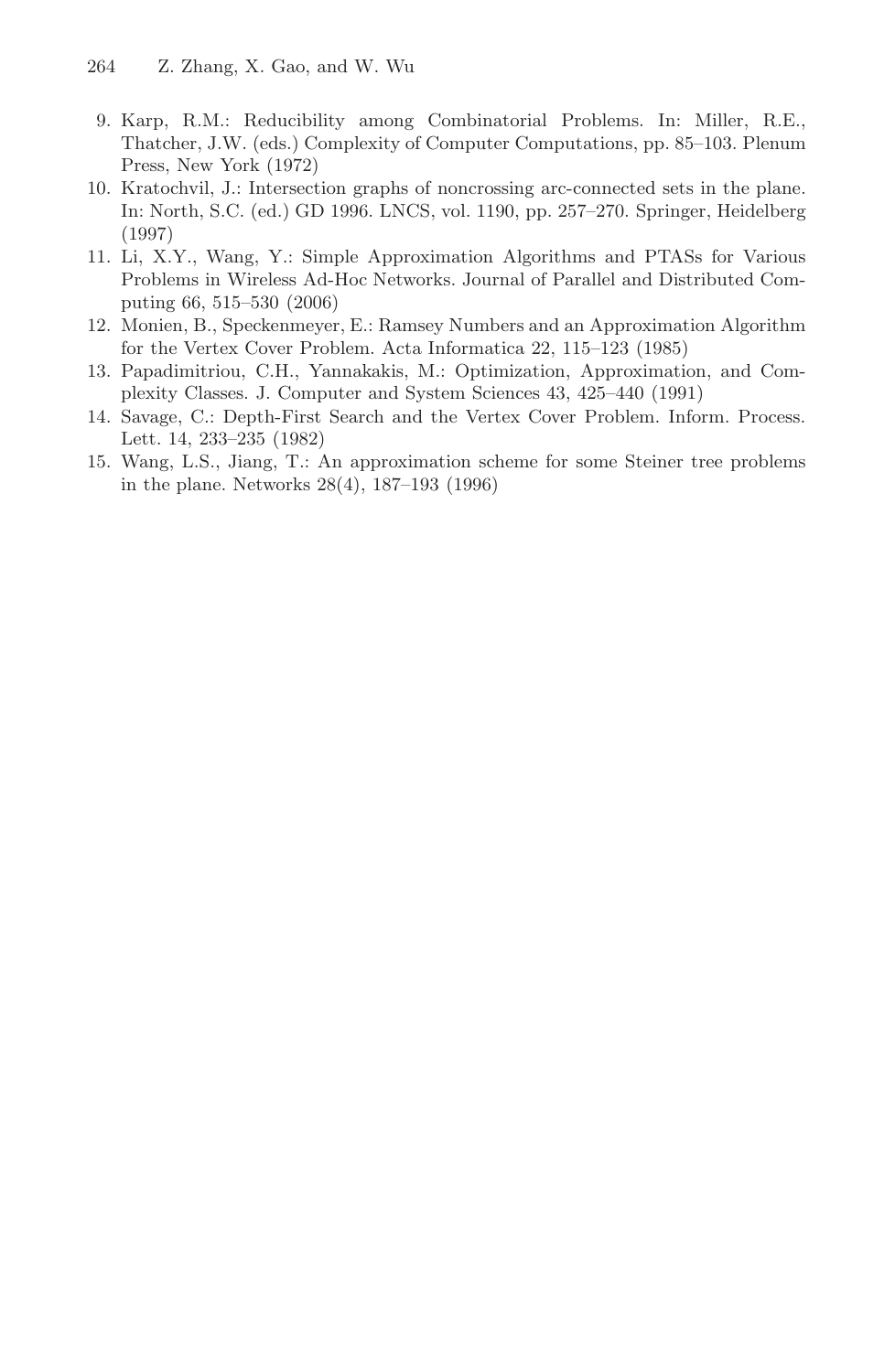9. Karp, R.M.: Reducibility among Combinatorial Problems. In: Miller, R.E., Thatcher, J.W. (eds.) Complexity of Computer Computations, pp. 85–103. Plenum Press, New York (1972)
10. Kratochvil, J.: Intersection graphs of noncrossing arc-connected sets in the plane. In: North, S.C. (ed.) GD 1996. LNCS, vol. 1190, pp. 257–270. Springer, Heidelberg (1997)
11. Li, X.Y., Wang, Y.: Simple Approximation Algorithms and PTASs for Various Problems in Wireless Ad-Hoc Networks. Journal of Parallel and Distributed Computing 66, 515–530 (2006)
12. Monien, B., Speckenmeyer, E.: Ramsey Numbers and an Approximation Algorithm for the Vertex Cover Problem. Acta Informatica 22, 115–123 (1985)
13. Papadimitriou, C.H., Yannakakis, M.: Optimization, Approximation, and Complexity Classes. J. Computer and System Sciences 43, 425–440 (1991)
14. Savage, C.: Depth-First Search and the Vertex Cover Problem. Inform. Process. Lett. 14, 233–235 (1982)
15. Wang, L.S., Jiang, T.: An approximation scheme for some Steiner tree problems in the plane. Networks 28(4), 187–193 (1996)